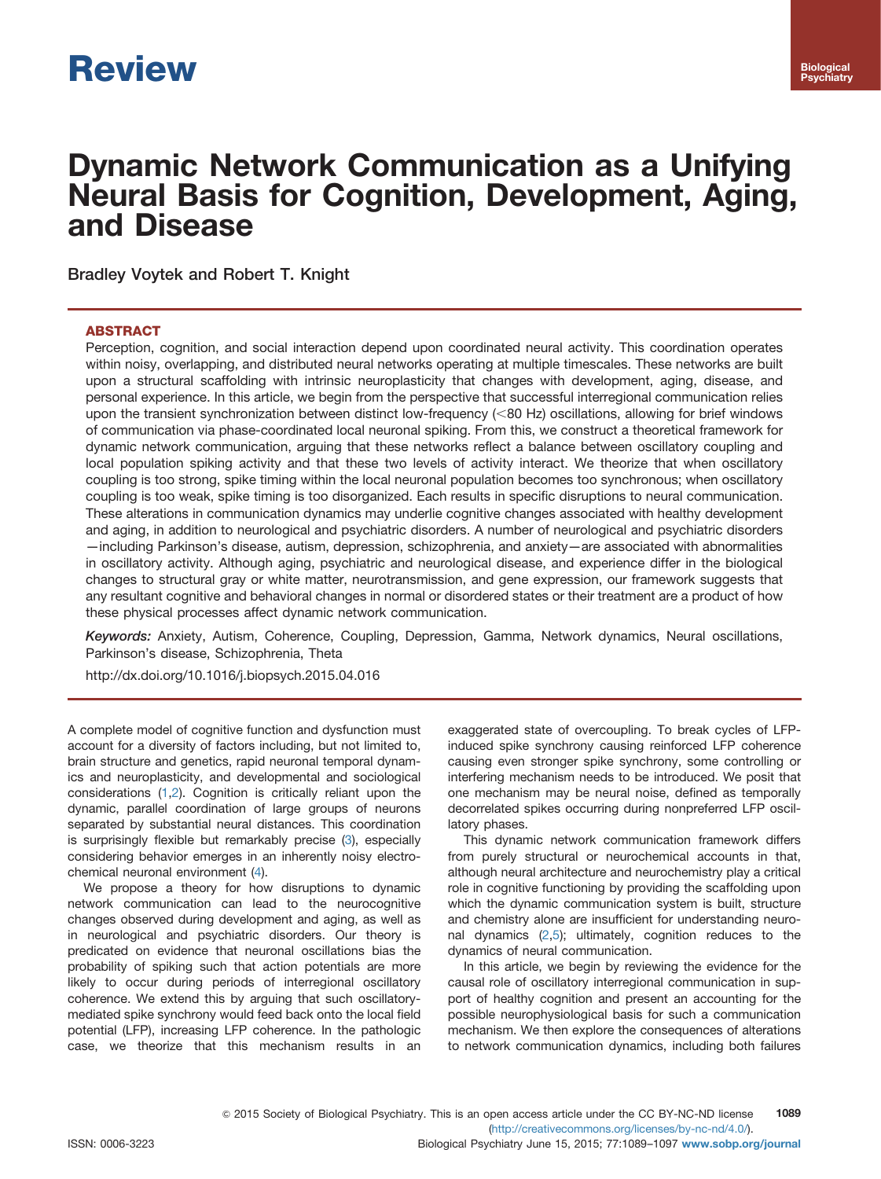# Dynamic Network Communication as a Unifying Neural Basis for Cognition, Development, Aging, and Disease

Bradley Voytek and Robert T. Knight

## ABSTRACT

Perception, cognition, and social interaction depend upon coordinated neural activity. This coordination operates within noisy, overlapping, and distributed neural networks operating at multiple timescales. These networks are built upon a structural scaffolding with intrinsic neuroplasticity that changes with development, aging, disease, and personal experience. In this article, we begin from the perspective that successful interregional communication relies upon the transient synchronization between distinct low-frequency (<80 Hz) oscillations, allowing for brief windows of communication via phase-coordinated local neuronal spiking. From this, we construct a theoretical framework for dynamic network communication, arguing that these networks reflect a balance between oscillatory coupling and local population spiking activity and that these two levels of activity interact. We theorize that when oscillatory coupling is too strong, spike timing within the local neuronal population becomes too synchronous; when oscillatory coupling is too weak, spike timing is too disorganized. Each results in specific disruptions to neural communication. These alterations in communication dynamics may underlie cognitive changes associated with healthy development and aging, in addition to neurological and psychiatric disorders. A number of neurological and psychiatric disorders—including Parkinson's disease, autism, depression, schizophrenia, and anxiety—are associated with abnormalities in oscillatory activity. Although aging, psychiatric and neurological disease, and experience differ in the biological changes to structural gray or white matter, neurotransmission, and gene expression, our framework suggests that any resultant cognitive and behavioral changes in normal or disordered states or their treatment are a product of how these physical processes affect dynamic network communication.

*Keywords:* Anxiety, Autism, Coherence, Coupling, Depression, Gamma, Network dynamics, Neural oscillations, Parkinson's disease, Schizophrenia, Theta

http://dx.doi.org/10.1016/j.biopsych.2015.04.016

A complete model of cognitive function and dysfunction must account for a diversity of factors including, but not limited to, brain structure and genetics, rapid neuronal temporal dynamics and neuroplasticity, and developmental and sociological considerations (1,2). Cognition is critically reliant upon the dynamic, parallel coordination of large groups of neurons separated by substantial neural distances. This coordination is surprisingly flexible but remarkably precise (3), especially considering behavior emerges in an inherently noisy electrochemical neuronal environment (4).

We propose a theory for how disruptions to dynamic network communication can lead to the neurocognitive changes observed during development and aging, as well as in neurological and psychiatric disorders. Our theory is predicated on evidence that neuronal oscillations bias the probability of spiking such that action potentials are more likely to occur during periods of interregional oscillatory coherence. We extend this by arguing that such oscillatory-mediated spike synchrony would feed back onto the local field potential (LFP), increasing LFP coherence. In the pathologic case, we theorize that this mechanism results in an exaggerated state of overcoupling. To break cycles of LFP-induced spike synchrony causing reinforced LFP coherence causing even stronger spike synchrony, some controlling or interfering mechanism needs to be introduced. We posit that one mechanism may be neural noise, defined as temporally decorrelated spikes occurring during nonpreferred LFP oscillatory phases.

This dynamic network communication framework differs from purely structural or neurochemical accounts in that, although neural architecture and neurochemistry play a critical role in cognitive functioning by providing the scaffolding upon which the dynamic communication system is built, structure and chemistry alone are insufficient for understanding neuronal dynamics (2,5); ultimately, cognition reduces to the dynamics of neural communication.

In this article, we begin by reviewing the evidence for the causal role of oscillatory interregional communication in support of healthy cognition and present an accounting for the possible neurophysiological basis for such a communication mechanism. We then explore the consequences of alterations to network communication dynamics, including both failures

© 2015 Society of Biological Psychiatry. This is an open access article under the CC BY-NC-ND license (http://creativecommons.org/licenses/by-nc-nd/4.0/).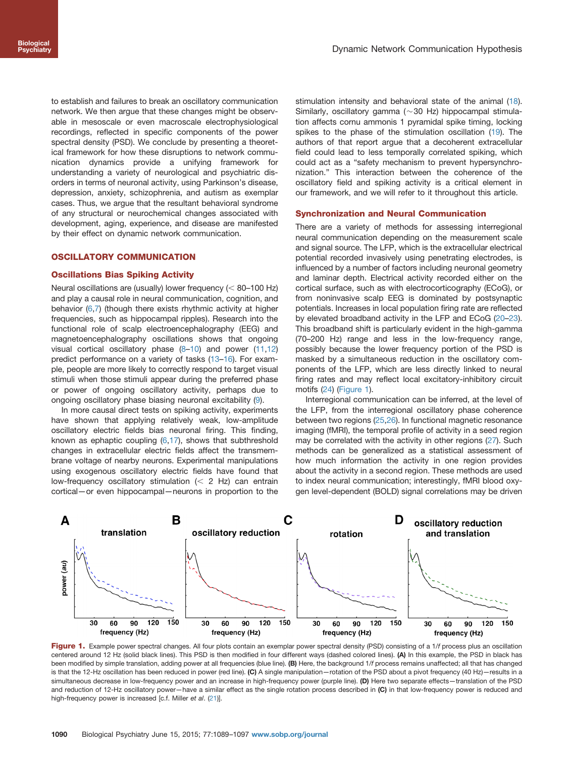to establish and failures to break an oscillatory communication network. We then argue that these changes might be observable in mesoscale or even macroscale electrophysiological recordings, reflected in specific components of the power spectral density (PSD). We conclude by presenting a theoretical framework for how these disruptions to network communication dynamics provide a unifying framework for understanding a variety of neurological and psychiatric disorders in terms of neuronal activity, using Parkinson's disease, depression, anxiety, schizophrenia, and autism as exemplar cases. Thus, we argue that the resultant behavioral syndrome of any structural or neurochemical changes associated with development, aging, experience, and disease are manifested by their effect on dynamic network communication.

## OSCILLATORY COMMUNICATION

### Oscillations Bias Spiking Activity

Neural oscillations are (usually) lower frequency (< 80–100 Hz) and play a causal role in neural communication, cognition, and behavior (6,7) (though there exists rhythmic activity at higher frequencies, such as hippocampal ripples). Research into the functional role of scalp electroencephalography (EEG) and magnetoencephalography oscillations shows that ongoing visual cortical oscillatory phase (8–10) and power (11,12) predict performance on a variety of tasks (13–16). For example, people are more likely to correctly respond to target visual stimuli when those stimuli appear during the preferred phase or power of ongoing oscillatory activity, perhaps due to ongoing oscillatory phase biasing neuronal excitability (9).

In more causal direct tests on spiking activity, experiments have shown that applying relatively weak, low-amplitude oscillatory electric fields bias neuronal firing. This finding, known as ephaptic coupling (6,17), shows that subthreshold changes in extracellular electric fields affect the transmembrane voltage of nearby neurons. Experimental manipulations using exogenous oscillatory electric fields have found that low-frequency oscillatory stimulation (< 2 Hz) can entrain cortical—or even hippocampal—neurons in proportion to the stimulation intensity and behavioral state of the animal (18). Similarly, oscillatory gamma (~30 Hz) hippocampal stimulation affects cornu ammonis 1 pyramidal spike timing, locking spikes to the phase of the stimulation oscillation (19). The authors of that report argue that a decoherent extracellular field could lead to less temporally correlated spiking, which could act as a "safety mechanism to prevent hypersynchronization." This interaction between the coherence of the oscillatory field and spiking activity is a critical element in our framework, and we will refer to it throughout this article.

### Synchronization and Neural Communication

There are a variety of methods for assessing interregional neural communication depending on the measurement scale and signal source. The LFP, which is the extracellular electrical potential recorded invasively using penetrating electrodes, is influenced by a number of factors including neuronal geometry and laminar depth. Electrical activity recorded either on the cortical surface, such as with electrocorticography (ECoG), or from noninvasive scalp EEG is dominated by postsynaptic potentials. Increases in local population firing rate are reflected by elevated broadband activity in the LFP and ECoG (20–23). This broadband shift is particularly evident in the high-gamma (70–200 Hz) range and less in the low-frequency range, possibly because the lower frequency portion of the PSD is masked by a simultaneous reduction in the oscillatory components of the LFP, which are less directly linked to neural firing rates and may reflect local excitatory-inhibitory circuit motifs (24) (Figure 1).

Interregional communication can be inferred, at the level of the LFP, from the interregional oscillatory phase coherence between two regions (25,26). In functional magnetic resonance imaging (fMRI), the temporal profile of activity in a seed region may be correlated with the activity in other regions (27). Such methods can be generalized as a statistical assessment of how much information the activity in one region provides about the activity in a second region. These methods are used to index neural communication; interestingly, fMRI blood oxygen level-dependent (BOLD) signal correlations may be driven

**Figure 1.** Example power spectral changes. All four plots contain an exemplar power spectral density (PSD) consisting of a $1/f$ process plus an oscillation centered around 12 Hz (solid black lines). This PSD is then modified in four different ways (dashed colored lines). **(A)** In this example, the PSD in black has been modified by simple translation, adding power at all frequencies (blue line). **(B)** Here, the background $1/f$ process remains unaffected; all that has changed is that the 12-Hz oscillation has been reduced in power (red line). **(C)** A single manipulation—rotation of the PSD about a pivot frequency (40 Hz)—results in a simultaneous decrease in low-frequency power and an increase in high-frequency power (purple line). **(D)** Here two separate effects—translation of the PSD and reduction of 12-Hz oscillatory power—have a similar effect as the single rotation process described in **(C)** in that low-frequency power is reduced and high-frequency power is increased [c.f. Miller *et al*. (21)].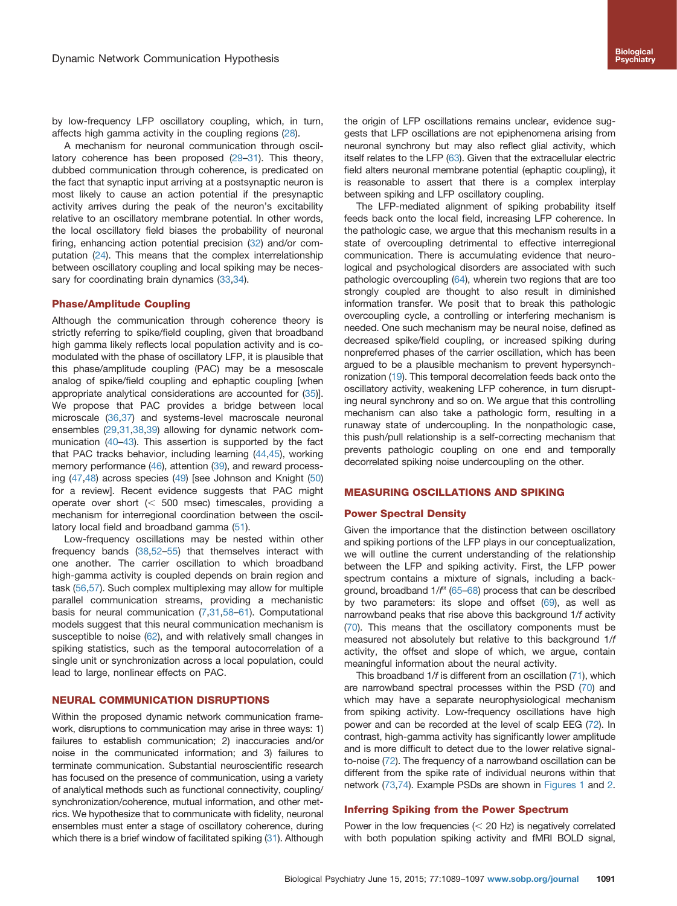by low-frequency LFP oscillatory coupling, which, in turn, affects high gamma activity in the coupling regions (28).

A mechanism for neuronal communication through oscillatory coherence has been proposed (29–31). This theory, dubbed communication through coherence, is predicated on the fact that synaptic input arriving at a postsynaptic neuron is most likely to cause an action potential if the presynaptic activity arrives during the peak of the neuron's excitability relative to an oscillatory membrane potential. In other words, the local oscillatory field biases the probability of neuronal firing, enhancing action potential precision (32) and/or computation (24). This means that the complex interrelationship between oscillatory coupling and local spiking may be necessary for coordinating brain dynamics (33,34).

### Phase/Amplitude Coupling

Although the communication through coherence theory is strictly referring to spike/field coupling, given that broadband high gamma likely reflects local population activity and is comodulated with the phase of oscillatory LFP, it is plausible that this phase/amplitude coupling (PAC) may be a mesoscale analog of spike/field coupling and ephaptic coupling [when appropriate analytical considerations are accounted for (35)]. We propose that PAC provides a bridge between local microscale (36,37) and systems-level macroscale neuronal ensembles (29,31,38,39) allowing for dynamic network communication (40–43). This assertion is supported by the fact that PAC tracks behavior, including learning (44,45), working memory performance (46), attention (39), and reward processing (47,48) across species (49) [see Johnson and Knight (50) for a review]. Recent evidence suggests that PAC might operate over short (< 500 msec) timescales, providing a mechanism for interregional coordination between the oscillatory local field and broadband gamma (51).

Low-frequency oscillations may be nested within other frequency bands (38,52–55) that themselves interact with one another. The carrier oscillation to which broadband high-gamma activity is coupled depends on brain region and task (56,57). Such complex multiplexing may allow for multiple parallel communication streams, providing a mechanistic basis for neural communication (7,31,58–61). Computational models suggest that this neural communication mechanism is susceptible to noise (62), and with relatively small changes in spiking statistics, such as the temporal autocorrelation of a single unit or synchronization across a local population, could lead to large, nonlinear effects on PAC.

## NEURAL COMMUNICATION DISRUPTIONS

Within the proposed dynamic network communication framework, disruptions to communication may arise in three ways: 1) failures to establish communication; 2) inaccuracies and/or noise in the communicated information; and 3) failures to terminate communication. Substantial neuroscientific research has focused on the presence of communication, using a variety of analytical methods such as functional connectivity, coupling/synchronization/coherence, mutual information, and other metrics. We hypothesize that to communicate with fidelity, neuronal ensembles must enter a stage of oscillatory coherence, during which there is a brief window of facilitated spiking (31). Although the origin of LFP oscillations remains unclear, evidence suggests that LFP oscillations are not epiphenomena arising from neuronal synchrony but may also reflect glial activity, which itself relates to the LFP (63). Given that the extracellular electric field alters neuronal membrane potential (ephaptic coupling), it is reasonable to assert that there is a complex interplay between spiking and LFP oscillatory coupling.

The LFP-mediated alignment of spiking probability itself feeds back onto the local field, increasing LFP coherence. In the pathologic case, we argue that this mechanism results in a state of overcoupling detrimental to effective interregional communication. There is accumulating evidence that neurological and psychological disorders are associated with such pathologic overcoupling (64), wherein two regions that are too strongly coupled are thought to also result in diminished information transfer. We posit that to break this pathologic overcoupling cycle, a controlling or interfering mechanism is needed. One such mechanism may be neural noise, defined as decreased spike/field coupling, or increased spiking during nonpreferred phases of the carrier oscillation, which has been argued to be a plausible mechanism to prevent hypersynchronization (19). This temporal decorrelation feeds back onto the oscillatory activity, weakening LFP coherence, in turn disrupting neural synchrony and so on. We argue that this controlling mechanism can also take a pathologic form, resulting in a runaway state of undercoupling. In the nonpathologic case, this push/pull relationship is a self-correcting mechanism that prevents pathologic coupling on one end and temporally decorrelated spiking noise undercoupling on the other.

## MEASURING OSCILLATIONS AND SPIKING

### Power Spectral Density

Given the importance that the distinction between oscillatory and spiking portions of the LFP plays in our conceptualization, we will outline the current understanding of the relationship between the LFP and spiking activity. First, the LFP power spectrum contains a mixture of signals, including a background, broadband $1/f^{\alpha}$ (65–68) process that can be described by two parameters: its slope and offset (69), as well as narrowband peaks that rise above this background $1/f$ activity (70). This means that the oscillatory components must be measured not absolutely but relative to this background $1/f$ activity, the offset and slope of which, we argue, contain meaningful information about the neural activity.

This broadband $1/f$ is different from an oscillation (71), which are narrowband spectral processes within the PSD (70) and which may have a separate neurophysiological mechanism from spiking activity. Low-frequency oscillations have high power and can be recorded at the level of scalp EEG (72). In contrast, high-gamma activity has significantly lower amplitude and is more difficult to detect due to the lower relative signal-to-noise (72). The frequency of a narrowband oscillation can be different from the spike rate of individual neurons within that network (73,74). Example PSDs are shown in Figures 1 and 2.

### Inferring Spiking from the Power Spectrum

Power in the low frequencies (< 20 Hz) is negatively correlated with both population spiking activity and fMRI BOLD signal,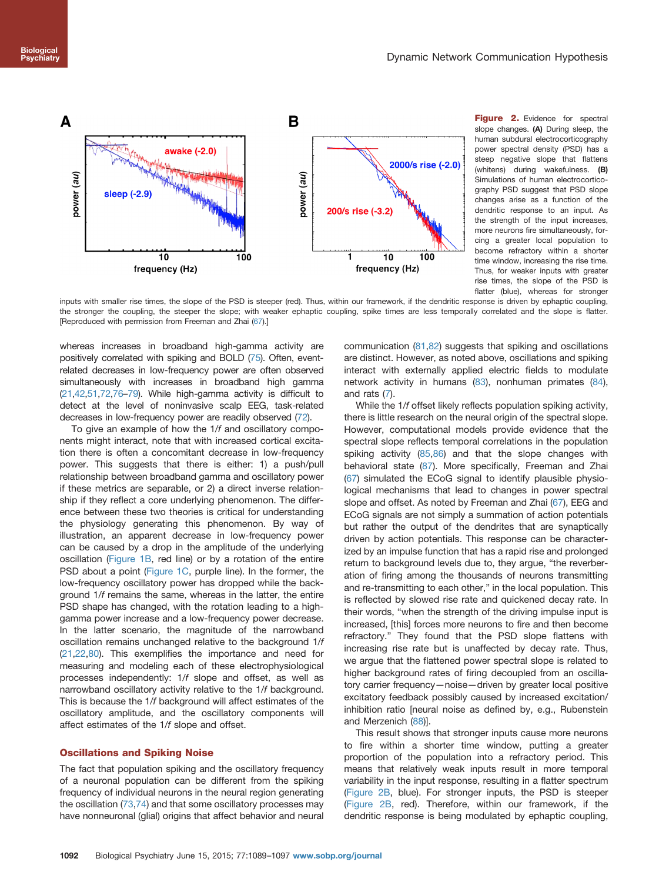**Figure 2.** Evidence for spectral slope changes. **(A)** During sleep, the human subdural electrocorticography power spectral density (PSD) has a steep negative slope that flattens (whitens) during wakefulness. **(B)** Simulations of human electrocorticography PSD suggest that PSD slope changes arise as a function of the dendritic response to an input. As the strength of the input increases, more neurons fire simultaneously, forcing a greater local population to become refractory within a shorter time window, increasing the rise time. Thus, for weaker inputs with greater rise times, the slope of the PSD is flatter (blue), whereas for stronger inputs with smaller rise times, the slope of the PSD is steeper (red). Thus, within our framework, if the dendritic response is driven by ephaptic coupling, the stronger the coupling, the steeper the slope; with weaker ephaptic coupling, spike times are less temporally correlated and the slope is flatter. [Reproduced with permission from Freeman and Zhai (67).]

whereas increases in broadband high-gamma activity are positively correlated with spiking and BOLD (75). Often, event-related decreases in low-frequency power are often observed simultaneously with increases in broadband high gamma (21,42,51,72,76–79). While high-gamma activity is difficult to detect at the level of noninvasive scalp EEG, task-related decreases in low-frequency power are readily observed (72).

To give an example of how the 1/*f* and oscillatory components might interact, note that with increased cortical excitation there is often a concomitant decrease in low-frequency power. This suggests that there is either: 1) a push/pull relationship between broadband gamma and oscillatory power if these metrics are separable, or 2) a direct inverse relationship if they reflect a core underlying phenomenon. The difference between these two theories is critical for understanding the physiology generating this phenomenon. By way of illustration, an apparent decrease in low-frequency power can be caused by a drop in the amplitude of the underlying oscillation (Figure 1B, red line) or by a rotation of the entire PSD about a point (Figure 1C, purple line). In the former, the low-frequency oscillatory power has dropped while the background 1/*f* remains the same, whereas in the latter, the entire PSD shape has changed, with the rotation leading to a high-gamma power increase and a low-frequency power decrease. In the latter scenario, the magnitude of the narrowband oscillation remains unchanged relative to the background 1/*f* (21,22,80). This exemplifies the importance and need for measuring and modeling each of these electrophysiological processes independently: 1/*f* slope and offset, as well as narrowband oscillatory activity relative to the 1/*f* background. This is because the 1/*f* background will affect estimates of the oscillatory amplitude, and the oscillatory components will affect estimates of the 1/*f* slope and offset.

## Oscillations and Spiking Noise

The fact that population spiking and the oscillatory frequency of a neuronal population can be different from the spiking frequency of individual neurons in the neural region generating the oscillation (73,74) and that some oscillatory processes may have nonneuronal (glial) origins that affect behavior and neural communication (81,82) suggests that spiking and oscillations are distinct. However, as noted above, oscillations and spiking interact with externally applied electric fields to modulate network activity in humans (83), nonhuman primates (84), and rats (7).

While the 1/*f* offset likely reflects population spiking activity, there is little research on the neural origin of the spectral slope. However, computational models provide evidence that the spectral slope reflects temporal correlations in the population spiking activity (85,86) and that the slope changes with behavioral state (87). More specifically, Freeman and Zhai (67) simulated the ECoG signal to identify plausible physiological mechanisms that lead to changes in power spectral slope and offset. As noted by Freeman and Zhai (67), EEG and ECoG signals are not simply a summation of action potentials but rather the output of the dendrites that are synaptically driven by action potentials. This response can be characterized by an impulse function that has a rapid rise and prolonged return to background levels due to, they argue, "the reverberation of firing among the thousands of neurons transmitting and re-transmitting to each other," in the local population. This is reflected by slowed rise rate and quickened decay rate. In their words, "when the strength of the driving impulse input is increased, [this] forces more neurons to fire and then become refractory." They found that the PSD slope flattens with increasing rise rate but is unaffected by decay rate. Thus, we argue that the flattened power spectral slope is related to higher background rates of firing decoupled from an oscillatory carrier frequency—noise—driven by greater local positive excitatory feedback possibly caused by increased excitation/inhibition ratio [neural noise as defined by, e.g., Rubenstein and Merzenich (88)].

This result shows that stronger inputs cause more neurons to fire within a shorter time window, putting a greater proportion of the population into a refractory period. This means that relatively weak inputs result in more temporal variability in the input response, resulting in a flatter spectrum (Figure 2B, blue). For stronger inputs, the PSD is steeper (Figure 2B, red). Therefore, within our framework, if the dendritic response is being modulated by ephaptic coupling,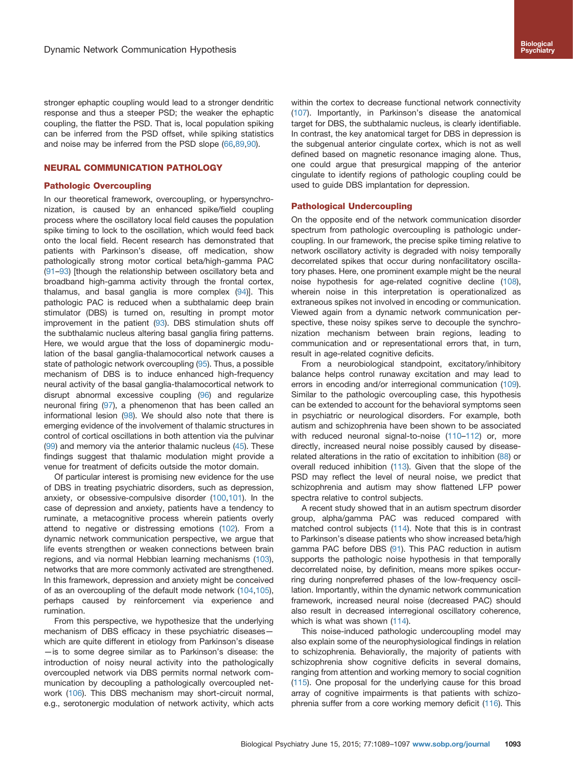stronger ephaptic coupling would lead to a stronger dendritic response and thus a steeper PSD; the weaker the ephaptic coupling, the flatter the PSD. That is, local population spiking can be inferred from the PSD offset, while spiking statistics and noise may be inferred from the PSD slope (66,89,90).

## NEURAL COMMUNICATION PATHOLOGY

### Pathologic Overcoupling

In our theoretical framework, overcoupling, or hypersynchronization, is caused by an enhanced spike/field coupling process where the oscillatory local field causes the population spike timing to lock to the oscillation, which would feed back onto the local field. Recent research has demonstrated that patients with Parkinson's disease, off medication, show pathologically strong motor cortical beta/high-gamma PAC (91–93) [though the relationship between oscillatory beta and broadband high-gamma activity through the frontal cortex, thalamus, and basal ganglia is more complex (94)]. This pathologic PAC is reduced when a subthalamic deep brain stimulator (DBS) is turned on, resulting in prompt motor improvement in the patient (93). DBS stimulation shuts off the subthalamic nucleus altering basal ganglia firing patterns. Here, we would argue that the loss of dopaminergic modulation of the basal ganglia-thalamocortical network causes a state of pathologic network overcoupling (95). Thus, a possible mechanism of DBS is to induce enhanced high-frequency neural activity of the basal ganglia-thalamocortical network to disrupt abnormal excessive coupling (96) and regularize neuronal firing (97), a phenomenon that has been called an informational lesion (98). We should also note that there is emerging evidence of the involvement of thalamic structures in control of cortical oscillations in both attention via the pulvinar (99) and memory via the anterior thalamic nucleus (45). These findings suggest that thalamic modulation might provide a venue for treatment of deficits outside the motor domain.

Of particular interest is promising new evidence for the use of DBS in treating psychiatric disorders, such as depression, anxiety, or obsessive-compulsive disorder (100,101). In the case of depression and anxiety, patients have a tendency to ruminate, a metacognitive process wherein patients overly attend to negative or distressing emotions (102). From a dynamic network communication perspective, we argue that life events strengthen or weaken connections between brain regions, and via normal Hebbian learning mechanisms (103), networks that are more commonly activated are strengthened. In this framework, depression and anxiety might be conceived of as an overcoupling of the default mode network (104,105), perhaps caused by reinforcement via experience and rumination.

From this perspective, we hypothesize that the underlying mechanism of DBS efficacy in these psychiatric diseases—which are quite different in etiology from Parkinson's disease—is to some degree similar as to Parkinson's disease: the introduction of noisy neural activity into the pathologically overcoupled network via DBS permits normal network communication by decoupling a pathologically overcoupled network (106). This DBS mechanism may short-circuit normal, e.g., serotonergic modulation of network activity, which acts within the cortex to decrease functional network connectivity (107). Importantly, in Parkinson's disease the anatomical target for DBS, the subthalamic nucleus, is clearly identifiable. In contrast, the key anatomical target for DBS in depression is the subgenual anterior cingulate cortex, which is not as well defined based on magnetic resonance imaging alone. Thus, one could argue that presurgical mapping of the anterior cingulate to identify regions of pathologic coupling could be used to guide DBS implantation for depression.

### Pathological Undercoupling

On the opposite end of the network communication disorder spectrum from pathologic overcoupling is pathologic undercoupling. In our framework, the precise spike timing relative to network oscillatory activity is degraded with noisy temporally decorrelated spikes that occur during nonfacilitatory oscillatory phases. Here, one prominent example might be the neural noise hypothesis for age-related cognitive decline (108), wherein noise in this interpretation is operationalized as extraneous spikes not involved in encoding or communication. Viewed again from a dynamic network communication perspective, these noisy spikes serve to decouple the synchronization mechanism between brain regions, leading to communication and or representational errors that, in turn, result in age-related cognitive deficits.

From a neurobiological standpoint, excitatory/inhibitory balance helps control runaway excitation and may lead to errors in encoding and/or interregional communication (109). Similar to the pathologic overcoupling case, this hypothesis can be extended to account for the behavioral symptoms seen in psychiatric or neurological disorders. For example, both autism and schizophrenia have been shown to be associated with reduced neuronal signal-to-noise (110–112) or, more directly, increased neural noise possibly caused by disease-related alterations in the ratio of excitation to inhibition (88) or overall reduced inhibition (113). Given that the slope of the PSD may reflect the level of neural noise, we predict that schizophrenia and autism may show flattened LFP power spectra relative to control subjects.

A recent study showed that in an autism spectrum disorder group, alpha/gamma PAC was reduced compared with matched control subjects (114). Note that this is in contrast to Parkinson's disease patients who show increased beta/high gamma PAC before DBS (91). This PAC reduction in autism supports the pathologic noise hypothesis in that temporally decorrelated noise, by definition, means more spikes occurring during nonpreferred phases of the low-frequency oscillation. Importantly, within the dynamic network communication framework, increased neural noise (decreased PAC) should also result in decreased interregional oscillatory coherence, which is what was shown (114).

This noise-induced pathologic undercoupling model may also explain some of the neurophysiological findings in relation to schizophrenia. Behaviorally, the majority of patients with schizophrenia show cognitive deficits in several domains, ranging from attention and working memory to social cognition (115). One proposal for the underlying cause for this broad array of cognitive impairments is that patients with schizophrenia suffer from a core working memory deficit (116). This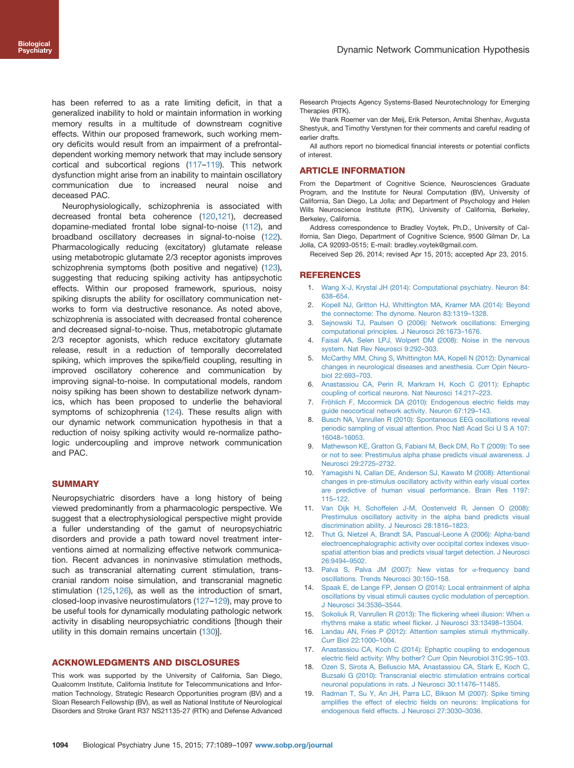has been referred to as a rate limiting deficit, in that a generalized inability to hold or maintain information in working memory results in a multitude of downstream cognitive effects. Within our proposed framework, such working memory deficits would result from an impairment of a prefrontal-dependent working memory network that may include sensory cortical and subcortical regions (117–119). This network dysfunction might arise from an inability to maintain oscillatory communication due to increased neural noise and deceased PAC.

Neurophysiologically, schizophrenia is associated with decreased frontal beta coherence (120,121), decreased dopamine-mediated frontal lobe signal-to-noise (112), and broadband oscillatory decreases in signal-to-noise (122). Pharmacologically reducing (excitatory) glutamate release using metabotropic glutamate 2/3 receptor agonists improves schizophrenia symptoms (both positive and negative) (123), suggesting that reducing spiking activity has antipsychotic effects. Within our proposed framework, spurious, noisy spiking disrupts the ability for oscillatory communication networks to form via destructive resonance. As noted above, schizophrenia is associated with decreased frontal coherence and decreased signal-to-noise. Thus, metabotropic glutamate 2/3 receptor agonists, which reduce excitatory glutamate release, result in a reduction of temporally decorrelated spiking, which improves the spike/field coupling, resulting in improved oscillatory coherence and communication by improving signal-to-noise. In computational models, random noisy spiking has been shown to destabilize network dynamics, which has been proposed to underlie the behavioral symptoms of schizophrenia (124). These results align with our dynamic network communication hypothesis in that a reduction of noisy spiking activity would re-normalize pathologic undercoupling and improve network communication and PAC.

## SUMMARY

Neuropsychiatric disorders have a long history of being viewed predominantly from a pharmacologic perspective. We suggest that a electrophysiological perspective might provide a fuller understanding of the gamut of neuropsychiatric disorders and provide a path toward novel treatment interventions aimed at normalizing effective network communication. Recent advances in noninvasive stimulation methods, such as transcranial alternating current stimulation, transcranial random noise simulation, and transcranial magnetic stimulation (125,126), as well as the introduction of smart, closed-loop invasive neurostimulators (127–129), may prove to be useful tools for dynamically modulating pathologic network activity in disabling neuropsychiatric conditions [though their utility in this domain remains uncertain (130)].

## ACKNOWLEDGMENTS AND DISCLOSURES

This work was supported by the University of California, San Diego, Qualcomm Institute, California Institute for Telecommunications and Information Technology, Strategic Research Opportunities program (BV) and a Sloan Research Fellowship (BV), as well as National Institute of Neurological Disorders and Stroke Grant R37 NS21135-27 (RTK) and Defense Advanced Research Projects Agency Systems-Based Neurotechnology for Emerging Therapies (RTK).

We thank Roemer van der Meij, Erik Peterson, Amitai Shenhav, Avgusta Shestyuk, and Timothy Verstynen for their comments and careful reading of earlier drafts.

All authors report no biomedical financial interests or potential conflicts of interest.

## ARTICLE INFORMATION

From the Department of Cognitive Science, Neurosciences Graduate Program, and the Institute for Neural Computation (BV), University of California, San Diego, La Jolla; and Department of Psychology and Helen Wills Neuroscience Institute (RTK), University of California, Berkeley, Berkeley, California.

Address correspondence to Bradley Voytek, Ph.D., University of California, San Diego, Department of Cognitive Science, 9500 Gilman Dr, La Jolla, CA 92093-0515; E-mail: bradley.voytek@gmail.com.

Received Sep 26, 2014; revised Apr 15, 2015; accepted Apr 23, 2015.

## REFERENCES

1. Wang X-J, Krystal JH (2014): Computational psychiatry. Neuron 84: 638–654.
2. Kopell NJ, Gritton HJ, Whittington MA, Kramer MA (2014): Beyond the connectome: The dynome. Neuron 83:1319–1328.
3. Sejnowski TJ, Paulsen O (2006): Network oscillations: Emerging computational principles. J Neurosci 26:1673–1676.
4. Faisal AA, Selen LPJ, Wolpert DM (2008): Noise in the nervous system. Nat Rev Neurosci 9:292–303.
5. McCarthy MM, Ching S, Whittington MA, Kopell N (2012): Dynamical changes in neurological diseases and anesthesia. Curr Opin Neurobiol 22:693–703.
6. Anastassiou CA, Perin R, Markram H, Koch C (2011): Ephaptic coupling of cortical neurons. Nat Neurosci 14:217–223.
7. Fröhlich F, Mccormick DA (2010): Endogenous electric fields may guide neocortical network activity. Neuron 67:129–143.
8. Busch NA, Vanrullen R (2010): Spontaneous EEG oscillations reveal periodic sampling of visual attention. Proc Natl Acad Sci U S A 107: 16048–16053.
9. Mathewson KE, Gratton G, Fabiani M, Beck DM, Ro T (2009): To see or not to see: Prestimulus alpha phase predicts visual awareness. J Neurosci 29:2725–2732.
10. Yamagishi N, Callan DE, Anderson SJ, Kawato M (2008): Attentional changes in pre-stimulus oscillatory activity within early visual cortex are predictive of human visual performance. Brain Res 1197: 115–122.
11. Van Dijk H, Schoffelen J-M, Oostenveld R, Jensen O (2008): Prestimulus oscillatory activity in the alpha band predicts visual discrimination ability. J Neurosci 28:1816–1823.
12. Thut G, Nietzel A, Brandt SA, Pascual-Leone A (2006): Alpha-band electroencephalographic activity over occipital cortex indexes visuospatial attention bias and predicts visual target detection. J Neurosci 26:9494–9502.
13. Palva S, Palva JM (2007): New vistas for α-frequency band oscillations. Trends Neurosci 30:150–158.
14. Spaak E, de Lange FP, Jensen O (2014): Local entrainment of alpha oscillations by visual stimuli causes cyclic modulation of perception. J Neurosci 34:3536–3544.
15. Sokoliuk R, Vanrullen R (2013): The flickering wheel illusion: When α rhythms make a static wheel flicker. J Neurosci 33:13498–13504.
16. Landau AN, Fries P (2012): Attention samples stimuli rhythmically. Curr Biol 22:1000–1004.
17. Anastassiou CA, Koch C (2014): Ephaptic coupling to endogenous electric field activity: Why bother? Curr Opin Neurobiol 31C:95–103.
18. Ozen S, Sirota A, Belluscio MA, Anastassiou CA, Stark E, Koch C, Buzsaki G (2010): Transcranial electric stimulation entrains cortical neuronal populations in rats. J Neurosci 30:11476–11485.
19. Radman T, Su Y, An JH, Parra LC, Bikson M (2007): Spike timing amplifies the effect of electric fields on neurons: Implications for endogenous field effects. J Neurosci 27:3030–3036.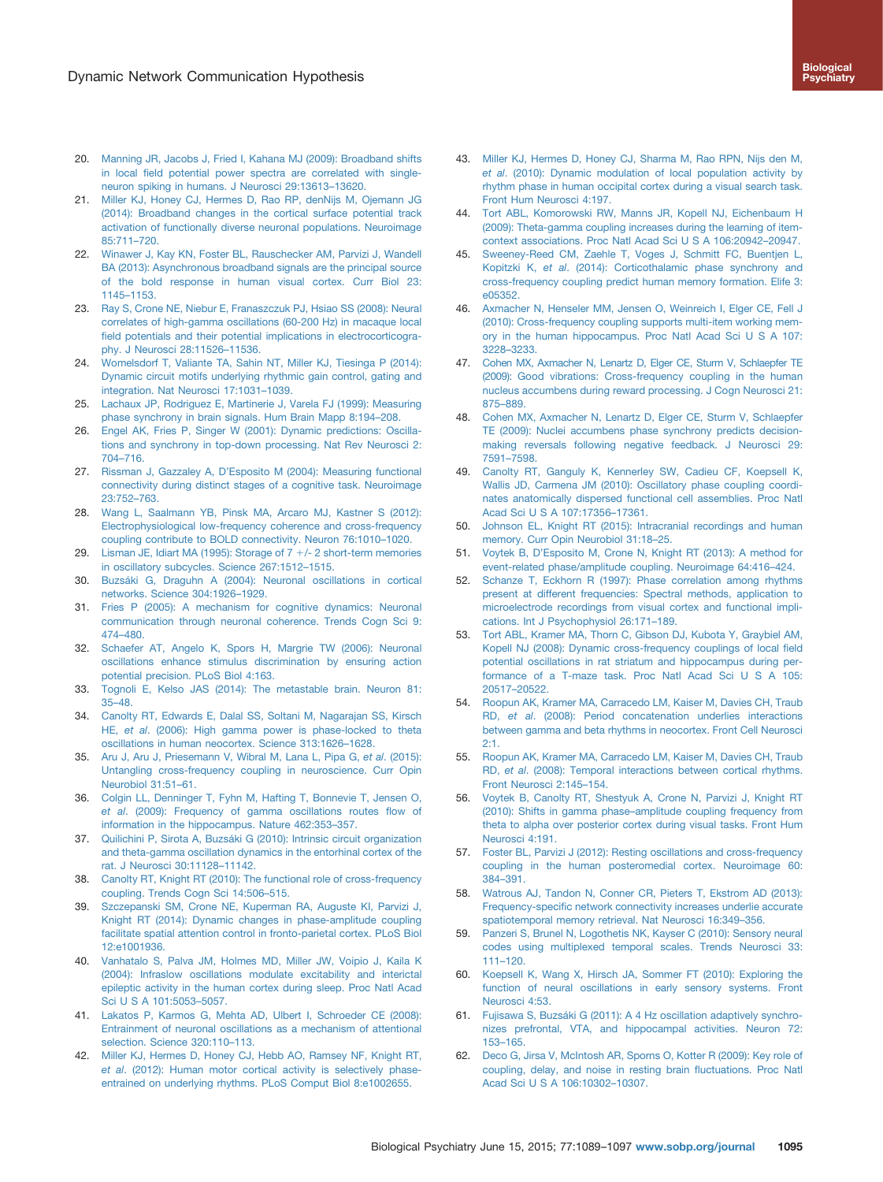20. Manning JR, Jacobs J, Fried I, Kahana MJ (2009): Broadband shifts in local field potential power spectra are correlated with single-neuron spiking in humans. J Neurosci 29:13613–13620.
21. Miller KJ, Honey CJ, Hermes D, Rao RP, denNijs M, Ojemann JG (2014): Broadband changes in the cortical surface potential track activation of functionally diverse neuronal populations. Neuroimage 85:711–720.
22. Winawer J, Kay KN, Foster BL, Rauschecker AM, Parvizi J, Wandell BA (2013): Asynchronous broadband signals are the principal source of the bold response in human visual cortex. Curr Biol 23: 1145–1153.
23. Ray S, Crone NE, Niebur E, Franaszczuk PJ, Hsiao SS (2008): Neural correlates of high-gamma oscillations (60-200 Hz) in macaque local field potentials and their potential implications in electrocorticography. J Neurosci 28:11526–11536.
24. Womelsdorf T, Valiante TA, Sahin NT, Miller KJ, Tiesinga P (2014): Dynamic circuit motifs underlying rhythmic gain control, gating and integration. Nat Neurosci 17:1031–1039.
25. Lachaux JP, Rodriguez E, Martinerie J, Varela FJ (1999): Measuring phase synchrony in brain signals. Hum Brain Mapp 8:194–208.
26. Engel AK, Fries P, Singer W (2001): Dynamic predictions: Oscillations and synchrony in top-down processing. Nat Rev Neurosci 2: 704–716.
27. Rissman J, Gazzaley A, D'Esposito M (2004): Measuring functional connectivity during distinct stages of a cognitive task. Neuroimage 23:752–763.
28. Wang L, Saalmann YB, Pinsk MA, Arcaro MJ, Kastner S (2012): Electrophysiological low-frequency coherence and cross-frequency coupling contribute to BOLD connectivity. Neuron 76:1010–1020.
29. Lisman JE, Idiart MA (1995): Storage of 7 +/- 2 short-term memories in oscillatory subcycles. Science 267:1512–1515.
30. Buzsáki G, Draguhn A (2004): Neuronal oscillations in cortical networks. Science 304:1926–1929.
31. Fries P (2005): A mechanism for cognitive dynamics: Neuronal communication through neuronal coherence. Trends Cogn Sci 9: 474–480.
32. Schaefer AT, Angelo K, Spors H, Margrie TW (2006): Neuronal oscillations enhance stimulus discrimination by ensuring action potential precision. PLoS Biol 4:163.
33. Tognoli E, Kelso JAS (2014): The metastable brain. Neuron 81: 35–48.
34. Canolty RT, Edwards E, Dalal SS, Soltani M, Nagarajan SS, Kirsch HE, *et al*. (2006): High gamma power is phase-locked to theta oscillations in human neocortex. Science 313:1626–1628.
35. Aru J, Aru J, Priesemann V, Wibral M, Lana L, Pipa G, *et al*. (2015): Untangling cross-frequency coupling in neuroscience. Curr Opin Neurobiol 31:51–61.
36. Colgin LL, Denninger T, Fyhn M, Hafting T, Bonnevie T, Jensen O, *et al*. (2009): Frequency of gamma oscillations routes flow of information in the hippocampus. Nature 462:353–357.
37. Quilichini P, Sirota A, Buzsáki G (2010): Intrinsic circuit organization and theta-gamma oscillation dynamics in the entorhinal cortex of the rat. J Neurosci 30:11128–11142.
38. Canolty RT, Knight RT (2010): The functional role of cross-frequency coupling. Trends Cogn Sci 14:506–515.
39. Szczepanski SM, Crone NE, Kuperman RA, Auguste KI, Parvizi J, Knight RT (2014): Dynamic changes in phase-amplitude coupling facilitate spatial attention control in fronto-parietal cortex. PLoS Biol 12:e1001936.
40. Vanhatalo S, Palva JM, Holmes MD, Miller JW, Voipio J, Kaila K (2004): Infraslow oscillations modulate excitability and interictal epileptic activity in the human cortex during sleep. Proc Natl Acad Sci U S A 101:5053–5057.
41. Lakatos P, Karmos G, Mehta AD, Ulbert I, Schroeder CE (2008): Entrainment of neuronal oscillations as a mechanism of attentional selection. Science 320:110–113.
42. Miller KJ, Hermes D, Honey CJ, Hebb AO, Ramsey NF, Knight RT, *et al*. (2012): Human motor cortical activity is selectively phase-entrained on underlying rhythms. PLoS Comput Biol 8:e1002655.
43. Miller KJ, Hermes D, Honey CJ, Sharma M, Rao RPN, Nijs den M, *et al*. (2010): Dynamic modulation of local population activity by rhythm phase in human occipital cortex during a visual search task. Front Hum Neurosci 4:197.
44. Tort ABL, Komorowski RW, Manns JR, Kopell NJ, Eichenbaum H (2009): Theta-gamma coupling increases during the learning of item-context associations. Proc Natl Acad Sci U S A 106:20942–20947.
45. Sweeney-Reed CM, Zaehle T, Voges J, Schmitt FC, Buentjen L, Kopitzki K, *et al*. (2014): Corticothalamic phase synchrony and cross-frequency coupling predict human memory formation. Elife 3: e05352.
46. Axmacher N, Henseler MM, Jensen O, Weinreich I, Elger CE, Fell J (2010): Cross-frequency coupling supports multi-item working memory in the human hippocampus. Proc Natl Acad Sci U S A 107: 3228–3233.
47. Cohen MX, Axmacher N, Lenartz D, Elger CE, Sturm V, Schlaepfer TE (2009): Good vibrations: Cross-frequency coupling in the human nucleus accumbens during reward processing. J Cogn Neurosci 21: 875–889.
48. Cohen MX, Axmacher N, Lenartz D, Elger CE, Sturm V, Schlaepfer TE (2009): Nuclei accumbens phase synchrony predicts decision-making reversals following negative feedback. J Neurosci 29: 7591–7598.
49. Canolty RT, Ganguly K, Kennerley SW, Cadieu CF, Koepsell K, Wallis JD, Carmena JM (2010): Oscillatory phase coupling coordinates anatomically dispersed functional cell assemblies. Proc Natl Acad Sci U S A 107:17356–17361.
50. Johnson EL, Knight RT (2015): Intracranial recordings and human memory. Curr Opin Neurobiol 31:18–25.
51. Voytek B, D'Esposito M, Crone N, Knight RT (2013): A method for event-related phase/amplitude coupling. Neuroimage 64:416–424.
52. Schanze T, Eckhorn R (1997): Phase correlation among rhythms present at different frequencies: Spectral methods, application to microelectrode recordings from visual cortex and functional implications. Int J Psychophysiol 26:171–189.
53. Tort ABL, Kramer MA, Thorn C, Gibson DJ, Kubota Y, Graybiel AM, Kopell NJ (2008): Dynamic cross-frequency couplings of local field potential oscillations in rat striatum and hippocampus during performance of a T-maze task. Proc Natl Acad Sci U S A 105: 20517–20522.
54. Roopun AK, Kramer MA, Carracedo LM, Kaiser M, Davies CH, Traub RD, *et al*. (2008): Period concatenation underlies interactions between gamma and beta rhythms in neocortex. Front Cell Neurosci 2:1.
55. Roopun AK, Kramer MA, Carracedo LM, Kaiser M, Davies CH, Traub RD, *et al*. (2008): Temporal interactions between cortical rhythms. Front Neurosci 2:145–154.
56. Voytek B, Canolty RT, Shestyuk A, Crone N, Parvizi J, Knight RT (2010): Shifts in gamma phase–amplitude coupling frequency from theta to alpha over posterior cortex during visual tasks. Front Hum Neurosci 4:191.
57. Foster BL, Parvizi J (2012): Resting oscillations and cross-frequency coupling in the human posteromedial cortex. Neuroimage 60: 384–391.
58. Watrous AJ, Tandon N, Conner CR, Pieters T, Ekstrom AD (2013): Frequency-specific network connectivity increases underlie accurate spatiotemporal memory retrieval. Nat Neurosci 16:349–356.
59. Panzeri S, Brunel N, Logothetis NK, Kayser C (2010): Sensory neural codes using multiplexed temporal scales. Trends Neurosci 33: 111–120.
60. Koepsell K, Wang X, Hirsch JA, Sommer FT (2010): Exploring the function of neural oscillations in early sensory systems. Front Neurosci 4:53.
61. Fujisawa S, Buzsáki G (2011): A 4 Hz oscillation adaptively synchronizes prefrontal, VTA, and hippocampal activities. Neuron 72: 153–165.
62. Deco G, Jirsa V, McIntosh AR, Sporns O, Kotter R (2009): Key role of coupling, delay, and noise in resting brain fluctuations. Proc Natl Acad Sci U S A 106:10302–10307.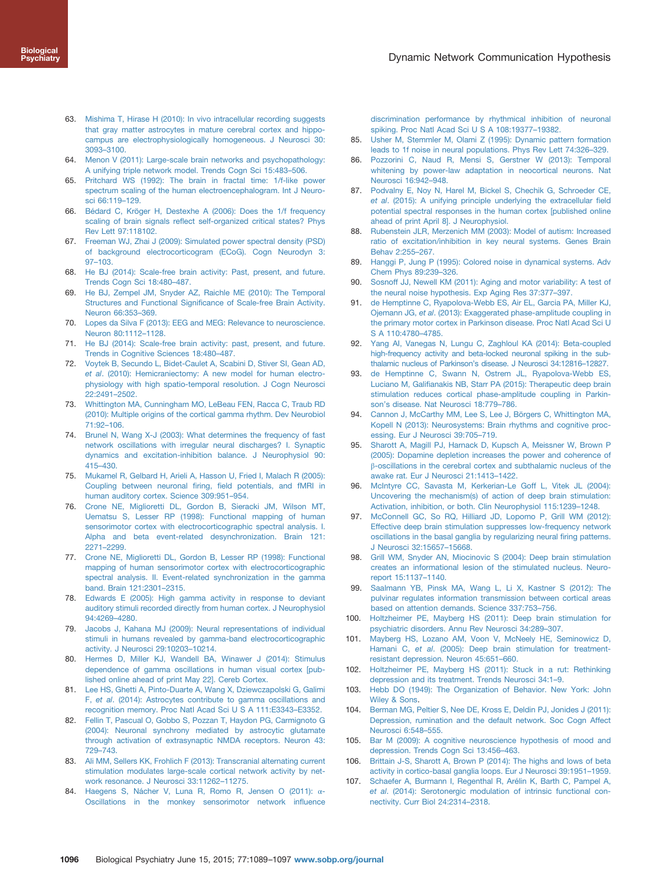63. Mishima T, Hirase H (2010): In vivo intracellular recording suggests that gray matter astrocytes in mature cerebral cortex and hippocampus are electrophysiologically homogeneous. J Neurosci 30: 3093–3100.
64. Menon V (2011): Large-scale brain networks and psychopathology: A unifying triple network model. Trends Cogn Sci 15:483–506.
65. Pritchard WS (1992): The brain in fractal time: 1/f-like power spectrum scaling of the human electroencephalogram. Int J Neurosci 66:119–129.
66. Bédard C, Kröger H, Destexhe A (2006): Does the 1/f frequency scaling of brain signals reflect self-organized critical states? Phys Rev Lett 97:118102.
67. Freeman WJ, Zhai J (2009): Simulated power spectral density (PSD) of background electrocorticogram (ECoG). Cogn Neurodyn 3: 97–103.
68. He BJ (2014): Scale-free brain activity: Past, present, and future. Trends Cogn Sci 18:480–487.
69. He BJ, Zempel JM, Snyder AZ, Raichle ME (2010): The Temporal Structures and Functional Significance of Scale-free Brain Activity. Neuron 66:353–369.
70. Lopes da Silva F (2013): EEG and MEG: Relevance to neuroscience. Neuron 80:1112–1128.
71. He BJ (2014): Scale-free brain activity: past, present, and future. Trends in Cognitive Sciences 18:480–487.
72. Voytek B, Secundo L, Bidet-Caulet A, Scabini D, Stiver SI, Gean AD, *et al*. (2010): Hemicraniectomy: A new model for human electrophysiology with high spatio-temporal resolution. J Cogn Neurosci 22:2491–2502.
73. Whittington MA, Cunningham MO, LeBeau FEN, Racca C, Traub RD (2010): Multiple origins of the cortical gamma rhythm. Dev Neurobiol 71:92–106.
74. Brunel N, Wang X-J (2003): What determines the frequency of fast network oscillations with irregular neural discharges? I. Synaptic dynamics and excitation-inhibition balance. J Neurophysiol 90: 415–430.
75. Mukamel R, Gelbard H, Arieli A, Hasson U, Fried I, Malach R (2005): Coupling between neuronal firing, field potentials, and fMRI in human auditory cortex. Science 309:951–954.
76. Crone NE, Miglioretti DL, Gordon B, Sieracki JM, Wilson MT, Uematsu S, Lesser RP (1998): Functional mapping of human sensorimotor cortex with electrocorticographic spectral analysis. I. Alpha and beta event-related desynchronization. Brain 121: 2271–2299.
77. Crone NE, Miglioretti DL, Gordon B, Lesser RP (1998): Functional mapping of human sensorimotor cortex with electrocorticographic spectral analysis. II. Event-related synchronization in the gamma band. Brain 121:2301–2315.
78. Edwards E (2005): High gamma activity in response to deviant auditory stimuli recorded directly from human cortex. J Neurophysiol 94:4269–4280.
79. Jacobs J, Kahana MJ (2009): Neural representations of individual stimuli in humans revealed by gamma-band electrocorticographic activity. J Neurosci 29:10203–10214.
80. Hermes D, Miller KJ, Wandell BA, Winawer J (2014): Stimulus dependence of gamma oscillations in human visual cortex [published online ahead of print May 22]. Cereb Cortex.
81. Lee HS, Ghetti A, Pinto-Duarte A, Wang X, Dziewczapolski G, Galimi F, *et al*. (2014): Astrocytes contribute to gamma oscillations and recognition memory. Proc Natl Acad Sci U S A 111:E3343–E3352.
82. Fellin T, Pascual O, Gobbo S, Pozzan T, Haydon PG, Carmignoto G (2004): Neuronal synchrony mediated by astrocytic glutamate through activation of extrasynaptic NMDA receptors. Neuron 43: 729–743.
83. Ali MM, Sellers KK, Frohlich F (2013): Transcranial alternating current stimulation modulates large-scale cortical network activity by network resonance. J Neurosci 33:11262–11275.
84. Haegens S, Nácher V, Luna R, Romo R, Jensen O (2011): α-Oscillations in the monkey sensorimotor network influence discrimination performance by rhythmical inhibition of neuronal spiking. Proc Natl Acad Sci U S A 108:19377–19382.
85. Usher M, Stemmler M, Olami Z (1995): Dynamic pattern formation leads to 1f noise in neural populations. Phys Rev Lett 74:326–329.
86. Pozzorini C, Naud R, Mensi S, Gerstner W (2013): Temporal whitening by power-law adaptation in neocortical neurons. Nat Neurosci 16:942–948.
87. Podvalny E, Noy N, Harel M, Bickel S, Chechik G, Schroeder CE, *et al*. (2015): A unifying principle underlying the extracellular field potential spectral responses in the human cortex [published online ahead of print April 8]. J Neurophysiol.
88. Rubenstein JLR, Merzenich MM (2003): Model of autism: Increased ratio of excitation/inhibition in key neural systems. Genes Brain Behav 2:255–267.
89. Hanggi P, Jung P (1995): Colored noise in dynamical systems. Adv Chem Phys 89:239–326.
90. Sosnoff JJ, Newell KM (2011): Aging and motor variability: A test of the neural noise hypothesis. Exp Aging Res 37:377–397.
91. de Hemptinne C, Ryapolova-Webb ES, Air EL, Garcia PA, Miller KJ, Ojemann JG, *et al*. (2013): Exaggerated phase-amplitude coupling in the primary motor cortex in Parkinson disease. Proc Natl Acad Sci U S A 110:4780–4785.
92. Yang AI, Vanegas N, Lungu C, Zaghloul KA (2014): Beta-coupled high-frequency activity and beta-locked neuronal spiking in the subthalamic nucleus of Parkinson's disease. J Neurosci 34:12816–12827.
93. de Hemptinne C, Swann N, Ostrem JL, Ryapolova-Webb ES, Luciano M, Galifianakis NB, Starr PA (2015): Therapeutic deep brain stimulation reduces cortical phase-amplitude coupling in Parkinson's disease. Nat Neurosci 18:779–786.
94. Cannon J, McCarthy MM, Lee S, Lee J, Börgers C, Whittington MA, Kopell N (2013): Neurosystems: Brain rhythms and cognitive processing. Eur J Neurosci 39:705–719.
95. Sharott A, Magill PJ, Harnack D, Kupsch A, Meissner W, Brown P (2005): Dopamine depletion increases the power and coherence of β-oscillations in the cerebral cortex and subthalamic nucleus of the awake rat. Eur J Neurosci 21:1413–1422.
96. McIntyre CC, Savasta M, Kerkerian-Le Goff L, Vitek JL (2004): Uncovering the mechanism(s) of action of deep brain stimulation: Activation, inhibition, or both. Clin Neurophysiol 115:1239–1248.
97. McConnell GC, So RQ, Hilliard JD, Lopomo P, Grill WM (2012): Effective deep brain stimulation suppresses low-frequency network oscillations in the basal ganglia by regularizing neural firing patterns. J Neurosci 32:15657–15668.
98. Grill WM, Snyder AN, Miocinovic S (2004): Deep brain stimulation creates an informational lesion of the stimulated nucleus. Neuroreport 15:1137–1140.
99. Saalmann YB, Pinsk MA, Wang L, Li X, Kastner S (2012): The pulvinar regulates information transmission between cortical areas based on attention demands. Science 337:753–756.
100. Holtzheimer PE, Mayberg HS (2011): Deep brain stimulation for psychiatric disorders. Annu Rev Neurosci 34:289–307.
101. Mayberg HS, Lozano AM, Voon V, McNeely HE, Seminowicz D, Hamani C, *et al*. (2005): Deep brain stimulation for treatment-resistant depression. Neuron 45:651–660.
102. Holtzheimer PE, Mayberg HS (2011): Stuck in a rut: Rethinking depression and its treatment. Trends Neurosci 34:1–9.
103. Hebb DO (1949): The Organization of Behavior. New York: John Wiley & Sons.
104. Berman MG, Peltier S, Nee DE, Kross E, Deldin PJ, Jonides J (2011): Depression, rumination and the default network. Soc Cogn Affect Neurosci 6:548–555.
105. Bar M (2009): A cognitive neuroscience hypothesis of mood and depression. Trends Cogn Sci 13:456–463.
106. Brittain J-S, Sharott A, Brown P (2014): The highs and lows of beta activity in cortico-basal ganglia loops. Eur J Neurosci 39:1951–1959.
107. Schaefer A, Burmann I, Regenthal R, Arélin K, Barth C, Pampel A, *et al*. (2014): Serotonergic modulation of intrinsic functional connectivity. Curr Biol 24:2314–2318.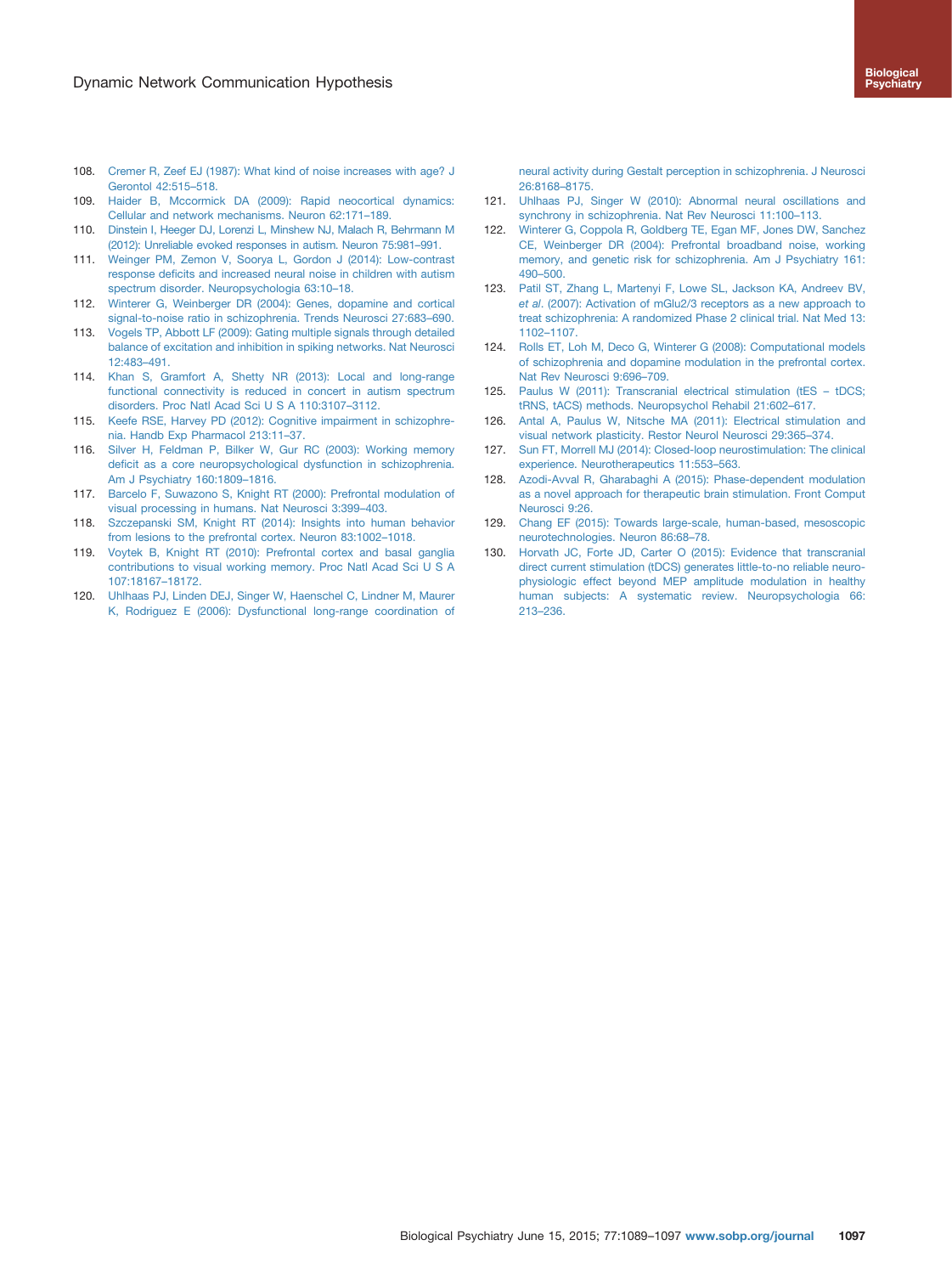108. Cremer R, Zeef EJ (1987): What kind of noise increases with age? J Gerontol 42:515–518.
109. Haider B, Mccormick DA (2009): Rapid neocortical dynamics: Cellular and network mechanisms. Neuron 62:171–189.
110. Dinstein I, Heeger DJ, Lorenzi L, Minshew NJ, Malach R, Behrmann M (2012): Unreliable evoked responses in autism. Neuron 75:981–991.
111. Weinger PM, Zemon V, Soorya L, Gordon J (2014): Low-contrast response deficits and increased neural noise in children with autism spectrum disorder. Neuropsychologia 63:10–18.
112. Winterer G, Weinberger DR (2004): Genes, dopamine and cortical signal-to-noise ratio in schizophrenia. Trends Neurosci 27:683–690.
113. Vogels TP, Abbott LF (2009): Gating multiple signals through detailed balance of excitation and inhibition in spiking networks. Nat Neurosci 12:483–491.
114. Khan S, Gramfort A, Shetty NR (2013): Local and long-range functional connectivity is reduced in concert in autism spectrum disorders. Proc Natl Acad Sci U S A 110:3107–3112.
115. Keefe RSE, Harvey PD (2012): Cognitive impairment in schizophrenia. Handb Exp Pharmacol 213:11–37.
116. Silver H, Feldman P, Bilker W, Gur RC (2003): Working memory deficit as a core neuropsychological dysfunction in schizophrenia. Am J Psychiatry 160:1809–1816.
117. Barcelo F, Suwazono S, Knight RT (2000): Prefrontal modulation of visual processing in humans. Nat Neurosci 3:399–403.
118. Szczepanski SM, Knight RT (2014): Insights into human behavior from lesions to the prefrontal cortex. Neuron 83:1002–1018.
119. Voytek B, Knight RT (2010): Prefrontal cortex and basal ganglia contributions to visual working memory. Proc Natl Acad Sci U S A 107:18167–18172.
120. Uhlhaas PJ, Linden DEJ, Singer W, Haenschel C, Lindner M, Maurer K, Rodriguez E (2006): Dysfunctional long-range coordination of neural activity during Gestalt perception in schizophrenia. J Neurosci 26:8168–8175.
121. Uhlhaas PJ, Singer W (2010): Abnormal neural oscillations and synchrony in schizophrenia. Nat Rev Neurosci 11:100–113.
122. Winterer G, Coppola R, Goldberg TE, Egan MF, Jones DW, Sanchez CE, Weinberger DR (2004): Prefrontal broadband noise, working memory, and genetic risk for schizophrenia. Am J Psychiatry 161: 490–500.
123. Patil ST, Zhang L, Martenyi F, Lowe SL, Jackson KA, Andreev BV, *et al*. (2007): Activation of mGlu2/3 receptors as a new approach to treat schizophrenia: A randomized Phase 2 clinical trial. Nat Med 13: 1102–1107.
124. Rolls ET, Loh M, Deco G, Winterer G (2008): Computational models of schizophrenia and dopamine modulation in the prefrontal cortex. Nat Rev Neurosci 9:696–709.
125. Paulus W (2011): Transcranial electrical stimulation (tES – tDCS; tRNS, tACS) methods. Neuropsychol Rehabil 21:602–617.
126. Antal A, Paulus W, Nitsche MA (2011): Electrical stimulation and visual network plasticity. Restor Neurol Neurosci 29:365–374.
127. Sun FT, Morrell MJ (2014): Closed-loop neurostimulation: The clinical experience. Neurotherapeutics 11:553–563.
128. Azodi-Avval R, Gharabaghi A (2015): Phase-dependent modulation as a novel approach for therapeutic brain stimulation. Front Comput Neurosci 9:26.
129. Chang EF (2015): Towards large-scale, human-based, mesoscopic neurotechnologies. Neuron 86:68–78.
130. Horvath JC, Forte JD, Carter O (2015): Evidence that transcranial direct current stimulation (tDCS) generates little-to-no reliable neurophysiologic effect beyond MEP amplitude modulation in healthy human subjects: A systematic review. Neuropsychologia 66: 213–236.